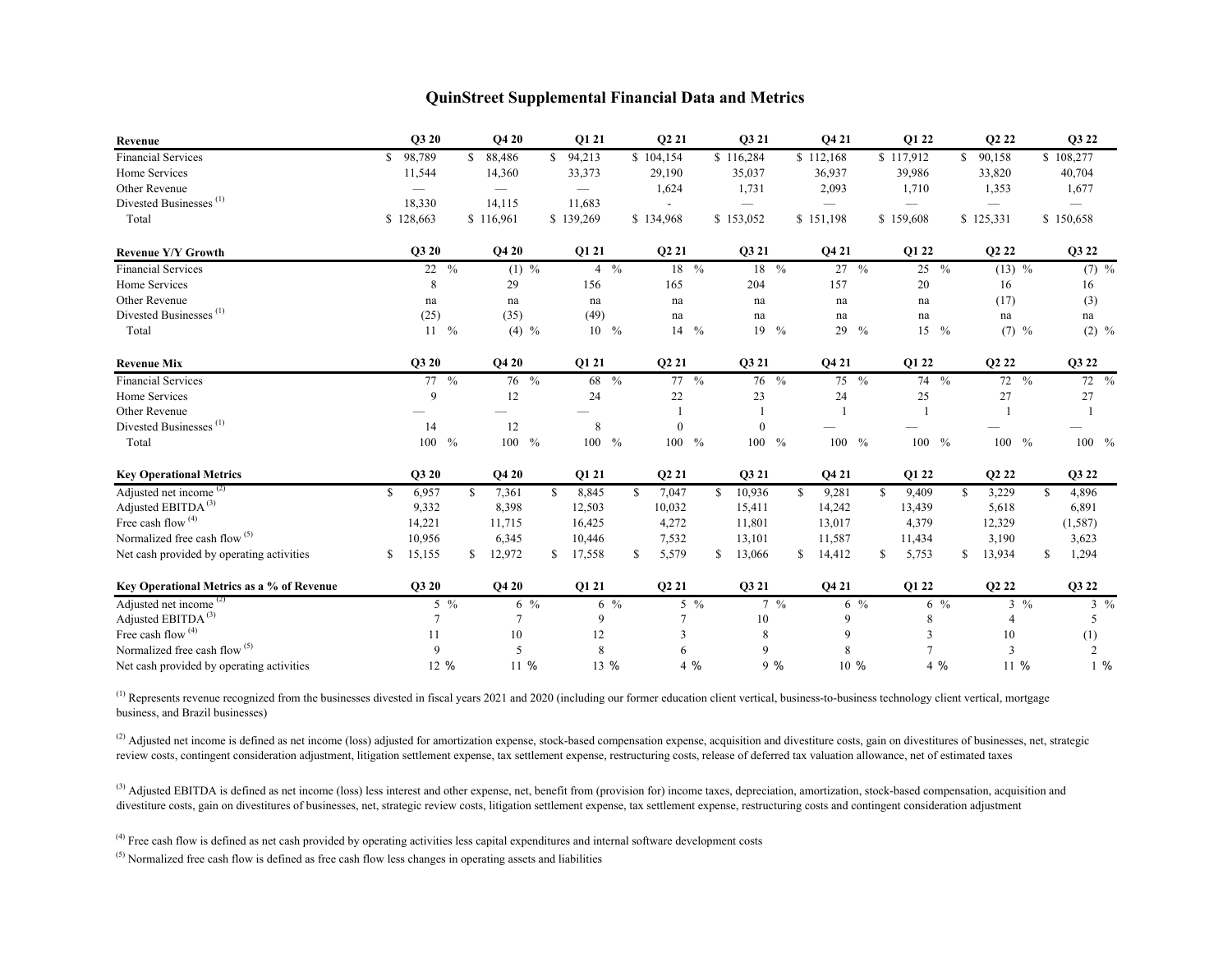# QuinStreet Supplemental Financial Data and Metrics

| Revenue | Q3 20 | Q4 20 | Q1 21 | Q2 21 | Q3 21 | Q4 21 | Q1 22 | Q2 22 | Q3 22 |
|---|---|---|---|---|---|---|---|---|---|
| Financial Services | $ 98,789 | $ 88,486 | $ 94,213 | $ 104,154 | $ 116,284 | $ 112,168 | $ 117,912 | $ 90,158 | $ 108,277 |
| Home Services | 11,544 | 14,360 | 33,373 | 29,190 | 35,037 | 36,937 | 39,986 | 33,820 | 40,704 |
| Other Revenue | — | — | — | 1,624 | 1,731 | 2,093 | 1,710 | 1,353 | 1,677 |
| Divested Businesses [1] | 18,330 | 14,115 | 11,683 | - | — | — | — | — | — |
| Total | $ 128,663 | $ 116,961 | $ 139,269 | $ 134,968 | $ 153,052 | $ 151,198 | $ 159,608 | $ 125,331 | $ 150,658 |

| Revenue Y/Y Growth | Q3 20 | Q4 20 | Q1 21 | Q2 21 | Q3 21 | Q4 21 | Q1 22 | Q2 22 | Q3 22 |
|---|---|---|---|---|---|---|---|---|---|
| Financial Services | 22 % | (1) % | 4 % | 18 % | 18 % | 27 % | 25 % | (13) % | (7) % |
| Home Services | 8 | 29 | 156 | 165 | 204 | 157 | 20 | 16 | 16 |
| Other Revenue | na | na | na | na | na | na | na | (17) | (3) |
| Divested Businesses [1] | (25) | (35) | (49) | na | na | na | na | na | na |
| Total | 11 % | (4) % | 10 % | 14 % | 19 % | 29 % | 15 % | (7) % | (2) % |

| Revenue Mix | Q3 20 | Q4 20 | Q1 21 | Q2 21 | Q3 21 | Q4 21 | Q1 22 | Q2 22 | Q3 22 |
|---|---|---|---|---|---|---|---|---|---|
| Financial Services | 77 % | 76 % | 68 % | 77 % | 76 % | 75 % | 74 % | 72 % | 72 % |
| Home Services | 9 | 12 | 24 | 22 | 23 | 24 | 25 | 27 | 27 |
| Other Revenue | — | — | — | 1 | 1 | 1 | 1 | 1 | 1 |
| Divested Businesses [1] | 14 | 12 | 8 | 0 | 0 | — | — | — | — |
| Total | 100 % | 100 % | 100 % | 100 % | 100 % | 100 % | 100 % | 100 % | 100 % |

| Key Operational Metrics | Q3 20 | Q4 20 | Q1 21 | Q2 21 | Q3 21 | Q4 21 | Q1 22 | Q2 22 | Q3 22 |
|---|---|---|---|---|---|---|---|---|---|
| Adjusted net income [2] | $ 6,957 | $ 7,361 | $ 8,845 | $ 7,047 | $ 10,936 | $ 9,281 | $ 9,409 | $ 3,229 | $ 4,896 |
| Adjusted EBITDA [3] | 9,332 | 8,398 | 12,503 | 10,032 | 15,411 | 14,242 | 13,439 | 5,618 | 6,891 |
| Free cash flow [4] | 14,221 | 11,715 | 16,425 | 4,272 | 11,801 | 13,017 | 4,379 | 12,329 | (1,587) |
| Normalized free cash flow [5] | 10,956 | 6,345 | 10,446 | 7,532 | 13,101 | 11,587 | 11,434 | 3,190 | 3,623 |
| Net cash provided by operating activities | $ 15,155 | $ 12,972 | $ 17,558 | $ 5,579 | $ 13,066 | $ 14,412 | $ 5,753 | $ 13,934 | $ 1,294 |

| Key Operational Metrics as a % of Revenue | Q3 20 | Q4 20 | Q1 21 | Q2 21 | Q3 21 | Q4 21 | Q1 22 | Q2 22 | Q3 22 |
|---|---|---|---|---|---|---|---|---|---|
| Adjusted net income [2] | 5 % | 6 % | 6 % | 5 % | 7 % | 6 % | 6 % | 3 % | 3 % |
| Adjusted EBITDA [3] | 7 | 7 | 9 | 7 | 10 | 9 | 8 | 4 | 5 |
| Free cash flow [4] | 11 | 10 | 12 | 3 | 8 | 9 | 3 | 10 | (1) |
| Normalized free cash flow [5] | 9 | 5 | 8 | 6 | 9 | 8 | 7 | 3 | 2 |
| Net cash provided by operating activities | 12 % | 11 % | 13 % | 4 % | 9 % | 10 % | 4 % | 11 % | 1 % |

[1] Represents revenue recognized from the businesses divested in fiscal years 2021 and 2020 (including our former education client vertical, business-to-business technology client vertical, mortgage business, and Brazil businesses)

[2] Adjusted net income is defined as net income (loss) adjusted for amortization expense, stock-based compensation expense, acquisition and divestiture costs, gain on divestitures of businesses, net, strategic review costs, contingent consideration adjustment, litigation settlement expense, tax settlement expense, restructuring costs, release of deferred tax valuation allowance, net of estimated taxes

[3] Adjusted EBITDA is defined as net income (loss) less interest and other expense, net, benefit from (provision for) income taxes, depreciation, amortization, stock-based compensation, acquisition and divestiture costs, gain on divestitures of businesses, net, strategic review costs, litigation settlement expense, tax settlement expense, restructuring costs and contingent consideration adjustment

[4] Free cash flow is defined as net cash provided by operating activities less capital expenditures and internal software development costs

[5] Normalized free cash flow is defined as free cash flow less changes in operating assets and liabilities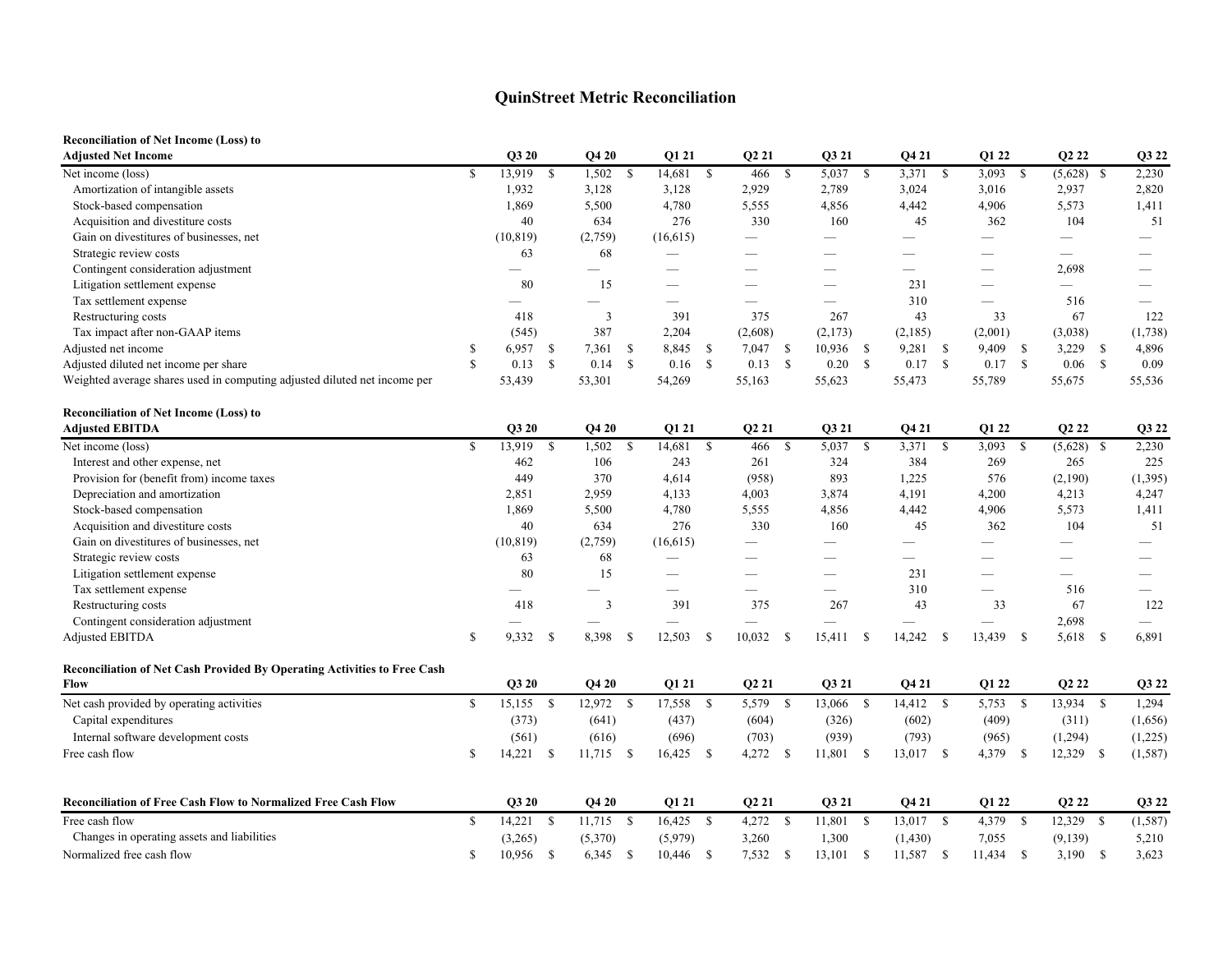# QuinStreet Metric Reconciliation

| Reconciliation of Net Income (Loss) to Adjusted Net Income | Q3 20 | Q4 20 | Q1 21 | Q2 21 | Q3 21 | Q4 21 | Q1 22 | Q2 22 | Q3 22 |
|---|---|---|---|---|---|---|---|---|---|
| Net income (loss) | $ 13,919 | $ 1,502 | $ 14,681 | $ 466 | $ 5,037 | $ 3,371 | $ 3,093 | $ (5,628) | $ 2,230 |
| Amortization of intangible assets | 1,932 | 3,128 | 3,128 | 2,929 | 2,789 | 3,024 | 3,016 | 2,937 | 2,820 |
| Stock-based compensation | 1,869 | 5,500 | 4,780 | 5,555 | 4,856 | 4,442 | 4,906 | 5,573 | 1,411 |
| Acquisition and divestiture costs | 40 | 634 | 276 | 330 | 160 | 45 | 362 | 104 | 51 |
| Gain on divestitures of businesses, net | (10,819) | (2,759) | (16,615) | — | — | — | — | — | — |
| Strategic review costs | 63 | 68 | — | — | — | — | — | — | — |
| Contingent consideration adjustment | — | — | — | — | — | — | — | 2,698 | — |
| Litigation settlement expense | 80 | 15 | — | — | — | 231 | — | — | — |
| Tax settlement expense | — | — | — | — | — | 310 | — | 516 | — |
| Restructuring costs | 418 | 3 | 391 | 375 | 267 | 43 | 33 | 67 | 122 |
| Tax impact after non-GAAP items | (545) | 387 | 2,204 | (2,608) | (2,173) | (2,185) | (2,001) | (3,038) | (1,738) |
| Adjusted net income | $ 6,957 | $ 7,361 | $ 8,845 | $ 7,047 | $ 10,936 | $ 9,281 | $ 9,409 | $ 3,229 | $ 4,896 |
| Adjusted diluted net income per share | $ 0.13 | $ 0.14 | $ 0.16 | $ 0.13 | $ 0.20 | $ 0.17 | $ 0.17 | $ 0.06 | $ 0.09 |
| Weighted average shares used in computing adjusted diluted net income per | 53,439 | 53,301 | 54,269 | 55,163 | 55,623 | 55,473 | 55,789 | 55,675 | 55,536 |

| Reconciliation of Net Income (Loss) to Adjusted EBITDA | Q3 20 | Q4 20 | Q1 21 | Q2 21 | Q3 21 | Q4 21 | Q1 22 | Q2 22 | Q3 22 |
|---|---|---|---|---|---|---|---|---|---|
| Net income (loss) | $ 13,919 | $ 1,502 | $ 14,681 | $ 466 | $ 5,037 | $ 3,371 | $ 3,093 | $ (5,628) | $ 2,230 |
| Interest and other expense, net | 462 | 106 | 243 | 261 | 324 | 384 | 269 | 265 | 225 |
| Provision for (benefit from) income taxes | 449 | 370 | 4,614 | (958) | 893 | 1,225 | 576 | (2,190) | (1,395) |
| Depreciation and amortization | 2,851 | 2,959 | 4,133 | 4,003 | 3,874 | 4,191 | 4,200 | 4,213 | 4,247 |
| Stock-based compensation | 1,869 | 5,500 | 4,780 | 5,555 | 4,856 | 4,442 | 4,906 | 5,573 | 1,411 |
| Acquisition and divestiture costs | 40 | 634 | 276 | 330 | 160 | 45 | 362 | 104 | 51 |
| Gain on divestitures of businesses, net | (10,819) | (2,759) | (16,615) | — | — | — | — | — | — |
| Strategic review costs | 63 | 68 | — | — | — | — | — | — | — |
| Litigation settlement expense | 80 | 15 | — | — | — | 231 | — | — | — |
| Tax settlement expense | — | — | — | — | — | 310 | — | 516 | — |
| Restructuring costs | 418 | 3 | 391 | 375 | 267 | 43 | 33 | 67 | 122 |
| Contingent consideration adjustment | — | — | — | — | — | — | — | 2,698 | — |
| Adjusted EBITDA | $ 9,332 | $ 8,398 | $ 12,503 | $ 10,032 | $ 15,411 | $ 14,242 | $ 13,439 | $ 5,618 | $ 6,891 |

| Reconciliation of Net Cash Provided By Operating Activities to Free Cash Flow | Q3 20 | Q4 20 | Q1 21 | Q2 21 | Q3 21 | Q4 21 | Q1 22 | Q2 22 | Q3 22 |
|---|---|---|---|---|---|---|---|---|---|
| Net cash provided by operating activities | $ 15,155 | $ 12,972 | $ 17,558 | $ 5,579 | $ 13,066 | $ 14,412 | $ 5,753 | $ 13,934 | $ 1,294 |
| Capital expenditures | (373) | (641) | (437) | (604) | (326) | (602) | (409) | (311) | (1,656) |
| Internal software development costs | (561) | (616) | (696) | (703) | (939) | (793) | (965) | (1,294) | (1,225) |
| Free cash flow | $ 14,221 | $ 11,715 | $ 16,425 | $ 4,272 | $ 11,801 | $ 13,017 | $ 4,379 | $ 12,329 | $ (1,587) |

| Reconciliation of Free Cash Flow to Normalized Free Cash Flow | Q3 20 | Q4 20 | Q1 21 | Q2 21 | Q3 21 | Q4 21 | Q1 22 | Q2 22 | Q3 22 |
|---|---|---|---|---|---|---|---|---|---|
| Free cash flow | $ 14,221 | $ 11,715 | $ 16,425 | $ 4,272 | $ 11,801 | $ 13,017 | $ 4,379 | $ 12,329 | $ (1,587) |
| Changes in operating assets and liabilities | (3,265) | (5,370) | (5,979) | 3,260 | 1,300 | (1,430) | 7,055 | (9,139) | 5,210 |
| Normalized free cash flow | $ 10,956 | $ 6,345 | $ 10,446 | $ 7,532 | $ 13,101 | $ 11,587 | $ 11,434 | $ 3,190 | $ 3,623 |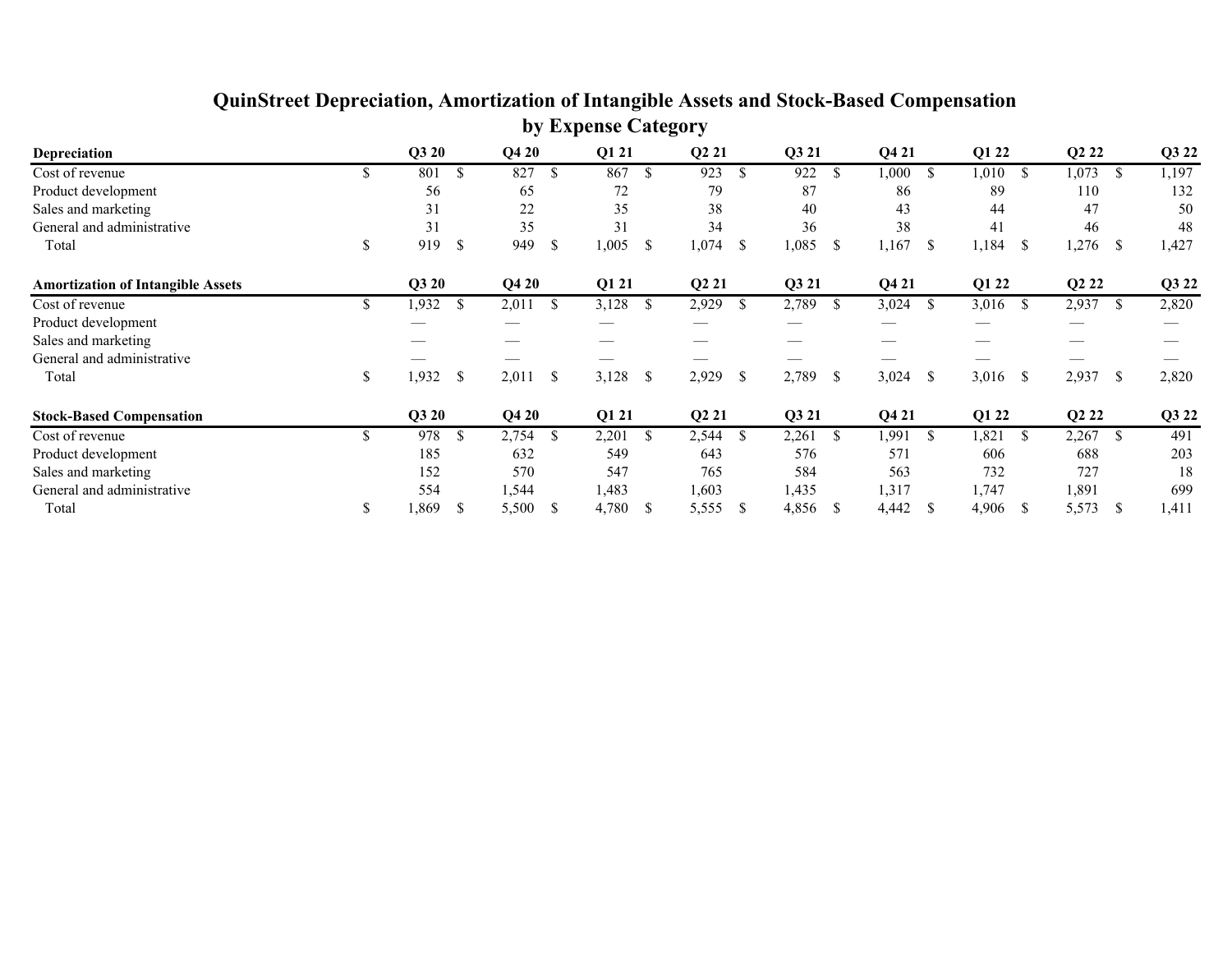# QuinStreet Depreciation, Amortization of Intangible Assets and Stock-Based Compensation by Expense Category

| **Depreciation** | **Q3 20** | **Q4 20** | **Q1 21** | **Q2 21** | **Q3 21** | **Q4 21** | **Q1 22** | **Q2 22** | **Q3 22** |
|---|---|---|---|---|---|---|---|---|---|
| Cost of revenue | $ 801 | $ 827 | $ 867 | $ 923 | $ 922 | $ 1,000 | $ 1,010 | $ 1,073 | $ 1,197 |
| Product development | 56 | 65 | 72 | 79 | 87 | 86 | 89 | 110 | 132 |
| Sales and marketing | 31 | 22 | 35 | 38 | 40 | 43 | 44 | 47 | 50 |
| General and administrative | 31 | 35 | 31 | 34 | 36 | 38 | 41 | 46 | 48 |
| Total | $ 919 | $ 949 | $ 1,005 | $ 1,074 | $ 1,085 | $ 1,167 | $ 1,184 | $ 1,276 | $ 1,427 |

| **Amortization of Intangible Assets** | **Q3 20** | **Q4 20** | **Q1 21** | **Q2 21** | **Q3 21** | **Q4 21** | **Q1 22** | **Q2 22** | **Q3 22** |
|---|---|---|---|---|---|---|---|---|---|
| Cost of revenue | $ 1,932 | $ 2,011 | $ 3,128 | $ 2,929 | $ 2,789 | $ 3,024 | $ 3,016 | $ 2,937 | $ 2,820 |
| Product development | — | — | — | — | — | — | — | — | — |
| Sales and marketing | — | — | — | — | — | — | — | — | — |
| General and administrative | — | — | — | — | — | — | — | — | — |
| Total | $ 1,932 | $ 2,011 | $ 3,128 | $ 2,929 | $ 2,789 | $ 3,024 | $ 3,016 | $ 2,937 | $ 2,820 |

| **Stock-Based Compensation** | **Q3 20** | **Q4 20** | **Q1 21** | **Q2 21** | **Q3 21** | **Q4 21** | **Q1 22** | **Q2 22** | **Q3 22** |
|---|---|---|---|---|---|---|---|---|---|
| Cost of revenue | $ 978 | $ 2,754 | $ 2,201 | $ 2,544 | $ 2,261 | $ 1,991 | $ 1,821 | $ 2,267 | $ 491 |
| Product development | 185 | 632 | 549 | 643 | 576 | 571 | 606 | 688 | 203 |
| Sales and marketing | 152 | 570 | 547 | 765 | 584 | 563 | 732 | 727 | 18 |
| General and administrative | 554 | 1,544 | 1,483 | 1,603 | 1,435 | 1,317 | 1,747 | 1,891 | 699 |
| Total | $ 1,869 | $ 5,500 | $ 4,780 | $ 5,555 | $ 4,856 | $ 4,442 | $ 4,906 | $ 5,573 | $ 1,411 |